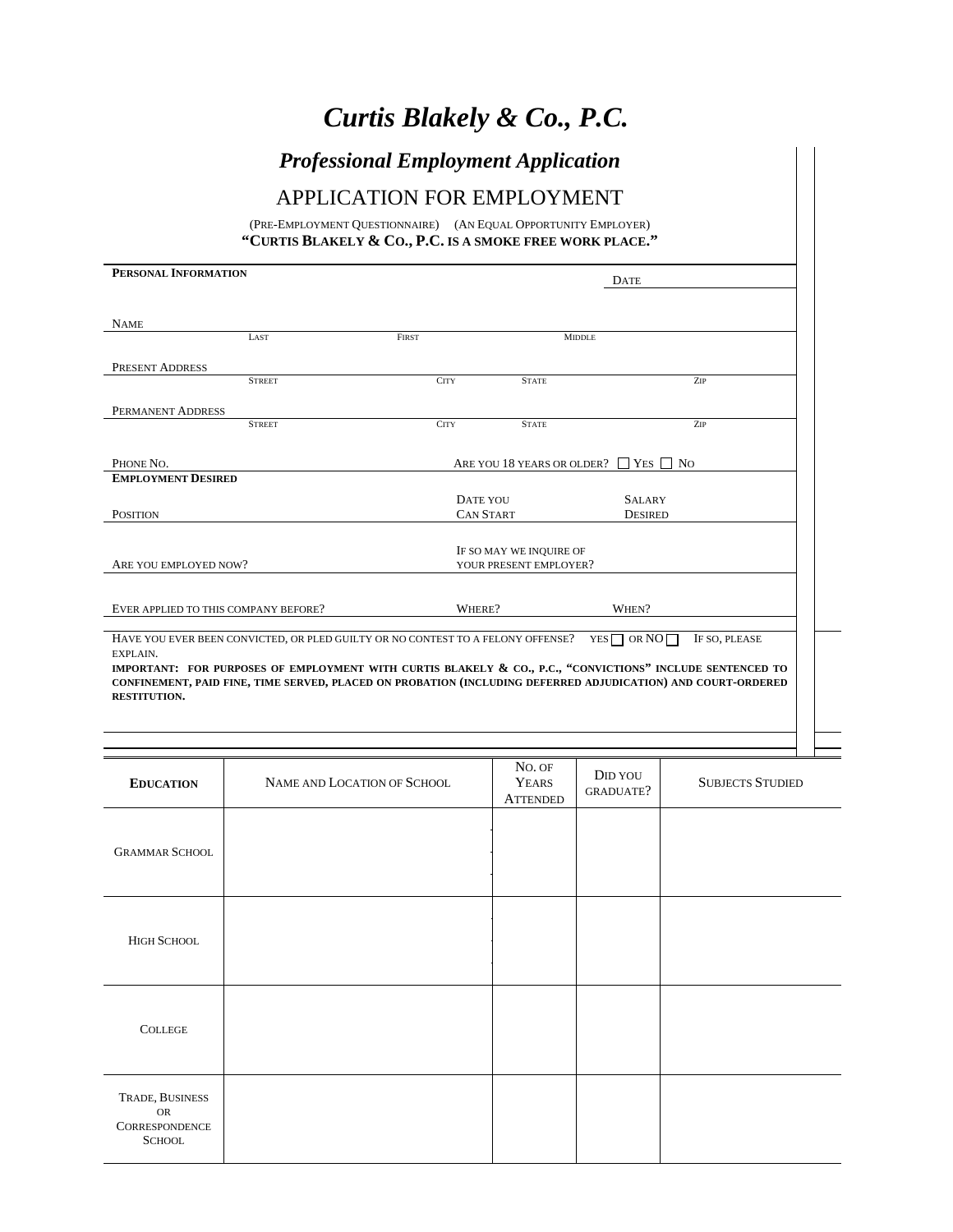# *Curtis Blakely & Co., P.C.*

## *Professional Employment Application*

## APPLICATION FOR EMPLOYMENT

(PRE-EMPLOYMENT QUESTIONNAIRE) (AN EQUAL OPPORTUNITY EMPLOYER)

**"CURTIS BLAKELY & CO., P.C. IS A SMOKE FREE WORK PLACE."**

**PERSONAL INFORMATION**

DATE

NAME
LAST FIRST MIDDLE

PRESENT ADDRESS
STREET CITY STATE ZIP

PERMANENT ADDRESS
STREET CITY STATE ZIP

PHONE NO. ARE YOU 18 YEARS OR OLDER? ☐ YES ☐ NO

**EMPLOYMENT DESIRED**

POSITION DATE YOU CAN START SALARY DESIRED

ARE YOU EMPLOYED NOW? IF SO MAY WE INQUIRE OF YOUR PRESENT EMPLOYER?

EVER APPLIED TO THIS COMPANY BEFORE? WHERE? WHEN?

HAVE YOU EVER BEEN CONVICTED, OR PLED GUILTY OR NO CONTEST TO A FELONY OFFENSE? YES ☐ OR NO ☐ IF SO, PLEASE EXPLAIN.

**IMPORTANT: FOR PURPOSES OF EMPLOYMENT WITH CURTIS BLAKELY & CO., P.C., "CONVICTIONS" INCLUDE SENTENCED TO CONFINEMENT, PAID FINE, TIME SERVED, PLACED ON PROBATION (INCLUDING DEFERRED ADJUDICATION) AND COURT-ORDERED RESTITUTION.**

| **EDUCATION** | NAME AND LOCATION OF SCHOOL | NO. OF YEARS ATTENDED | DID YOU GRADUATE? | SUBJECTS STUDIED |
|---|---|---|---|---|
| GRAMMAR SCHOOL | | | | |
| HIGH SCHOOL | | | | |
| COLLEGE | | | | |
| TRADE, BUSINESS OR CORRESPONDENCE SCHOOL | | | | |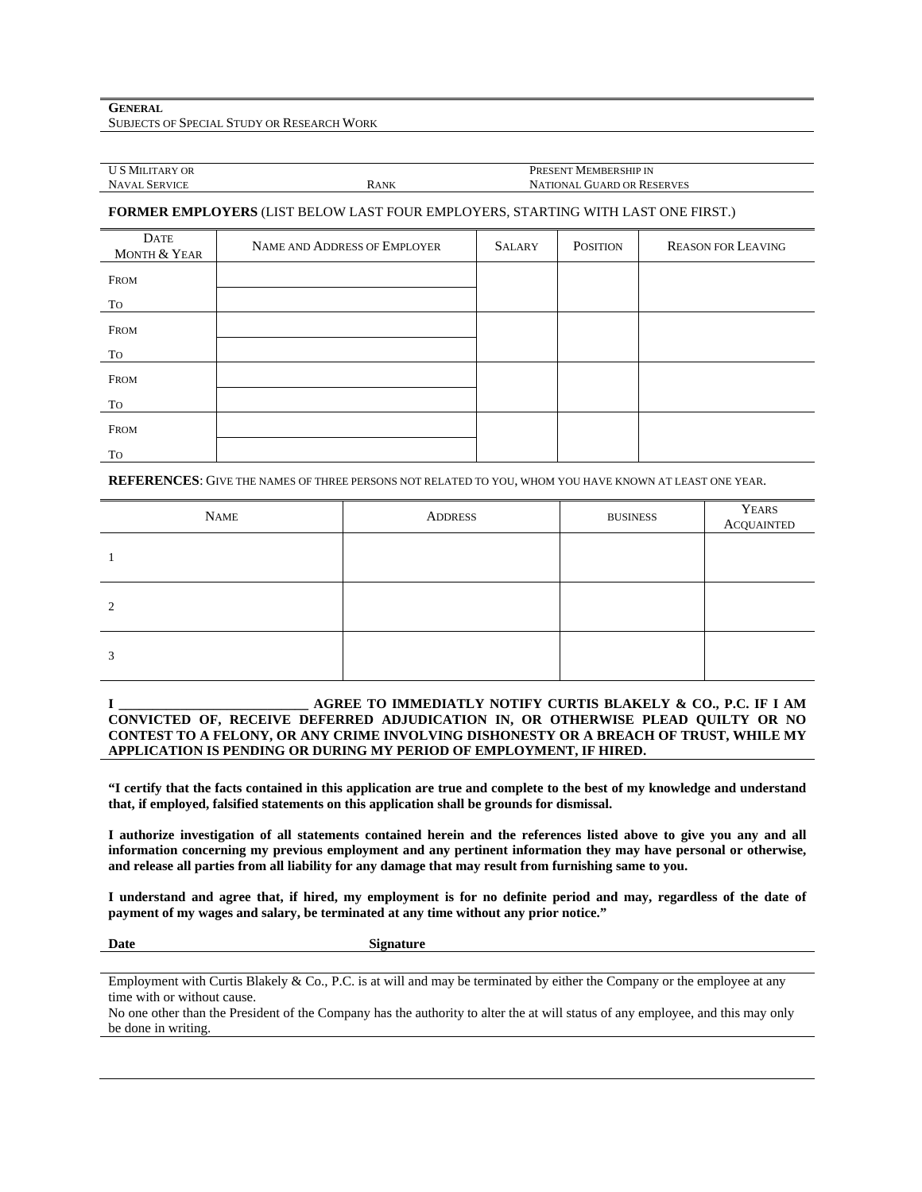**GENERAL**
SUBJECTS OF SPECIAL STUDY OR RESEARCH WORK

| U S MILITARY OR NAVAL SERVICE | RANK | PRESENT MEMBERSHIP IN NATIONAL GUARD OR RESERVES |
|---|---|---|

**FORMER EMPLOYERS** (LIST BELOW LAST FOUR EMPLOYERS, STARTING WITH LAST ONE FIRST.)

| DATE MONTH & YEAR | NAME AND ADDRESS OF EMPLOYER | SALARY | POSITION | REASON FOR LEAVING |
|---|---|---|---|---|
| FROM | | | | |
| TO | | | | |
| FROM | | | | |
| TO | | | | |
| FROM | | | | |
| TO | | | | |
| FROM | | | | |
| TO | | | | |

**REFERENCES**: GIVE THE NAMES OF THREE PERSONS NOT RELATED TO YOU, WHOM YOU HAVE KNOWN AT LEAST ONE YEAR.

| NAME | ADDRESS | BUSINESS | YEARS ACQUAINTED |
|---|---|---|---|
| 1 | | | |
| 2 | | | |
| 3 | | | |

**I ___________________________ AGREE TO IMMEDIATLY NOTIFY CURTIS BLAKELY & CO., P.C. IF I AM CONVICTED OF, RECEIVE DEFERRED ADJUDICATION IN, OR OTHERWISE PLEAD QUILTY OR NO CONTEST TO A FELONY, OR ANY CRIME INVOLVING DISHONESTY OR A BREACH OF TRUST, WHILE MY APPLICATION IS PENDING OR DURING MY PERIOD OF EMPLOYMENT, IF HIRED.**

**"I certify that the facts contained in this application are true and complete to the best of my knowledge and understand that, if employed, falsified statements on this application shall be grounds for dismissal.**

**I authorize investigation of all statements contained herein and the references listed above to give you any and all information concerning my previous employment and any pertinent information they may have personal or otherwise, and release all parties from all liability for any damage that may result from furnishing same to you.**

**I understand and agree that, if hired, my employment is for no definite period and may, regardless of the date of payment of my wages and salary, be terminated at any time without any prior notice."**

**Date** **Signature**

Employment with Curtis Blakely & Co., P.C. is at will and may be terminated by either the Company or the employee at any time with or without cause.
No one other than the President of the Company has the authority to alter the at will status of any employee, and this may only be done in writing.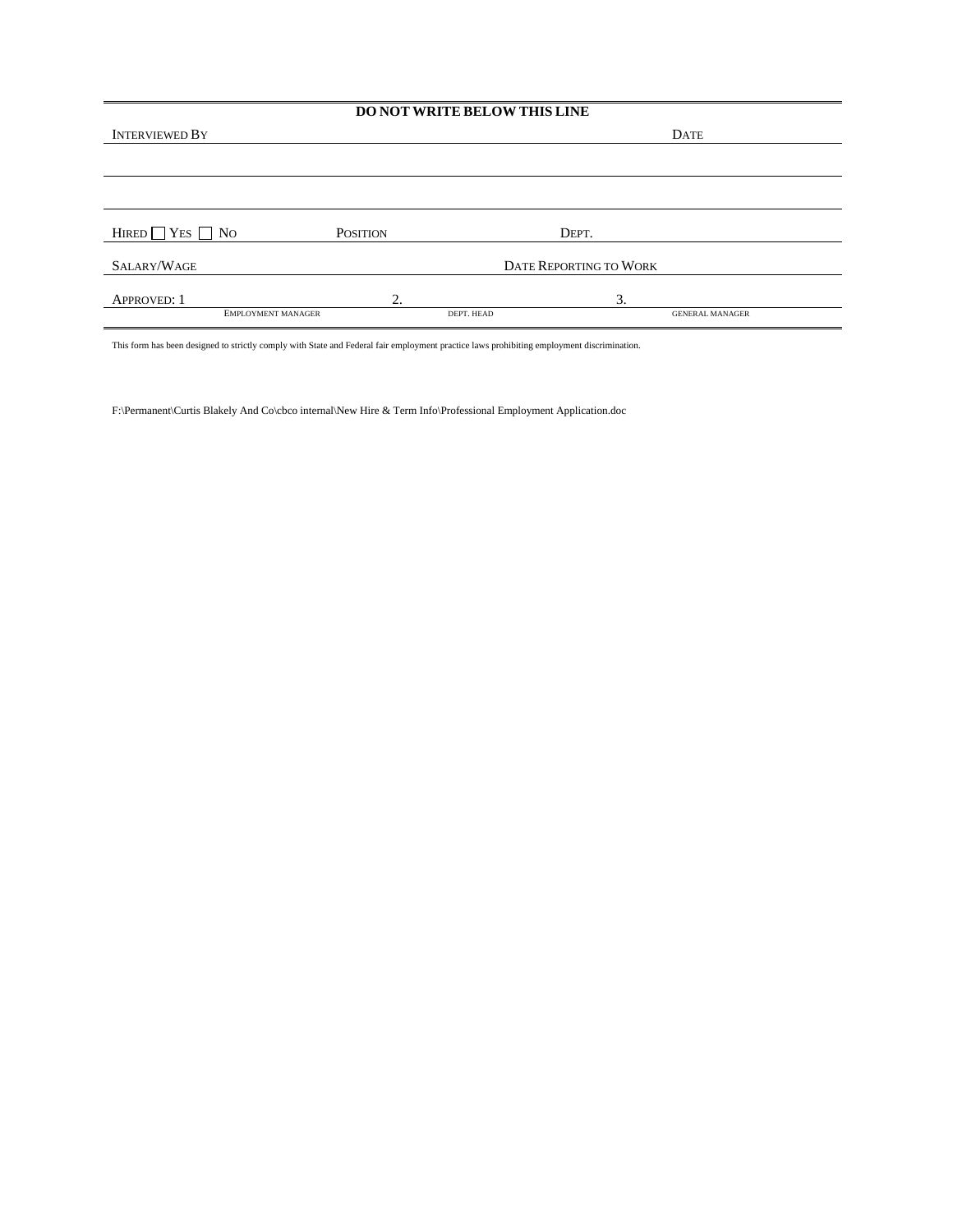**DO NOT WRITE BELOW THIS LINE**

INTERVIEWED BY DATE

HIRED ☐ YES ☐ NO POSITION DEPT.

SALARY/WAGE DATE REPORTING TO WORK

APPROVED: 1 2. 3.

EMPLOYMENT MANAGER DEPT. HEAD GENERAL MANAGER

This form has been designed to strictly comply with State and Federal fair employment practice laws prohibiting employment discrimination.

F:\Permanent\Curtis Blakely And Co\cbco internal\New Hire & Term Info\Professional Employment Application.doc